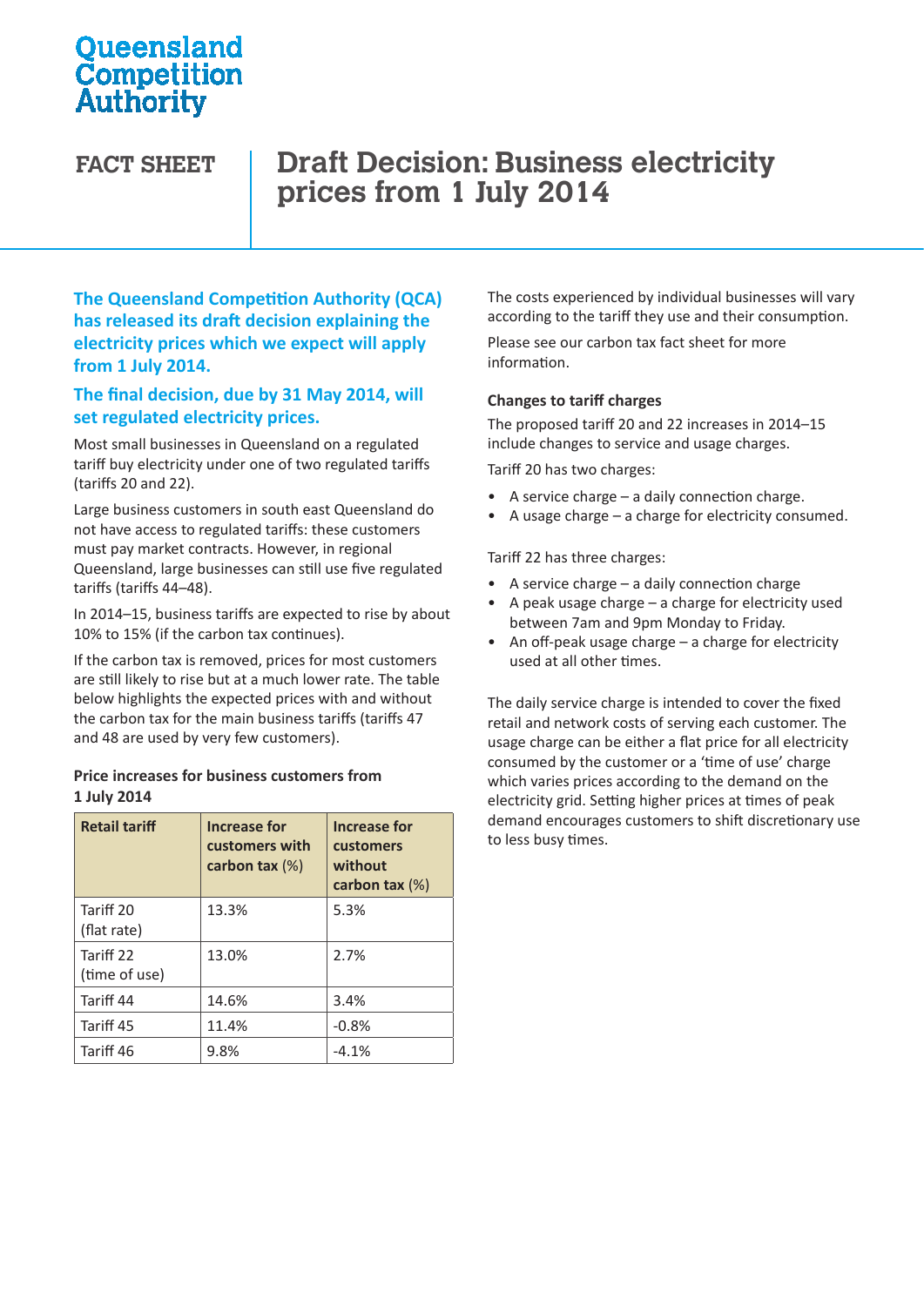Queensland Competition Authority

FACT SHEET

# Draft Decision: Business electricity prices from 1 July 2014

**The Queensland Competition Authority (QCA) has released its draft decision explaining the electricity prices which we expect will apply from 1 July 2014.**

**The final decision, due by 31 May 2014, will set regulated electricity prices.**

Most small businesses in Queensland on a regulated tariff buy electricity under one of two regulated tariffs (tariffs 20 and 22).

Large business customers in south east Queensland do not have access to regulated tariffs: these customers must pay market contracts. However, in regional Queensland, large businesses can still use five regulated tariffs (tariffs 44–48).

In 2014–15, business tariffs are expected to rise by about 10% to 15% (if the carbon tax continues).

If the carbon tax is removed, prices for most customers are still likely to rise but at a much lower rate. The table below highlights the expected prices with and without the carbon tax for the main business tariffs (tariffs 47 and 48 are used by very few customers).

**Price increases for business customers from 1 July 2014**

| Retail tariff | Increase for customers with carbon tax (%) | Increase for customers without carbon tax (%) |
|---|---|---|
| Tariff 20 (flat rate) | 13.3% | 5.3% |
| Tariff 22 (time of use) | 13.0% | 2.7% |
| Tariff 44 | 14.6% | 3.4% |
| Tariff 45 | 11.4% | -0.8% |
| Tariff 46 | 9.8% | -4.1% |

The costs experienced by individual businesses will vary according to the tariff they use and their consumption.

Please see our carbon tax fact sheet for more information.

### Changes to tariff charges

The proposed tariff 20 and 22 increases in 2014–15 include changes to service and usage charges.

Tariff 20 has two charges:

- A service charge – a daily connection charge.
- A usage charge – a charge for electricity consumed.

Tariff 22 has three charges:

- A service charge – a daily connection charge
- A peak usage charge – a charge for electricity used between 7am and 9pm Monday to Friday.
- An off-peak usage charge – a charge for electricity used at all other times.

The daily service charge is intended to cover the fixed retail and network costs of serving each customer. The usage charge can be either a flat price for all electricity consumed by the customer or a 'time of use' charge which varies prices according to the demand on the electricity grid. Setting higher prices at times of peak demand encourages customers to shift discretionary use to less busy times.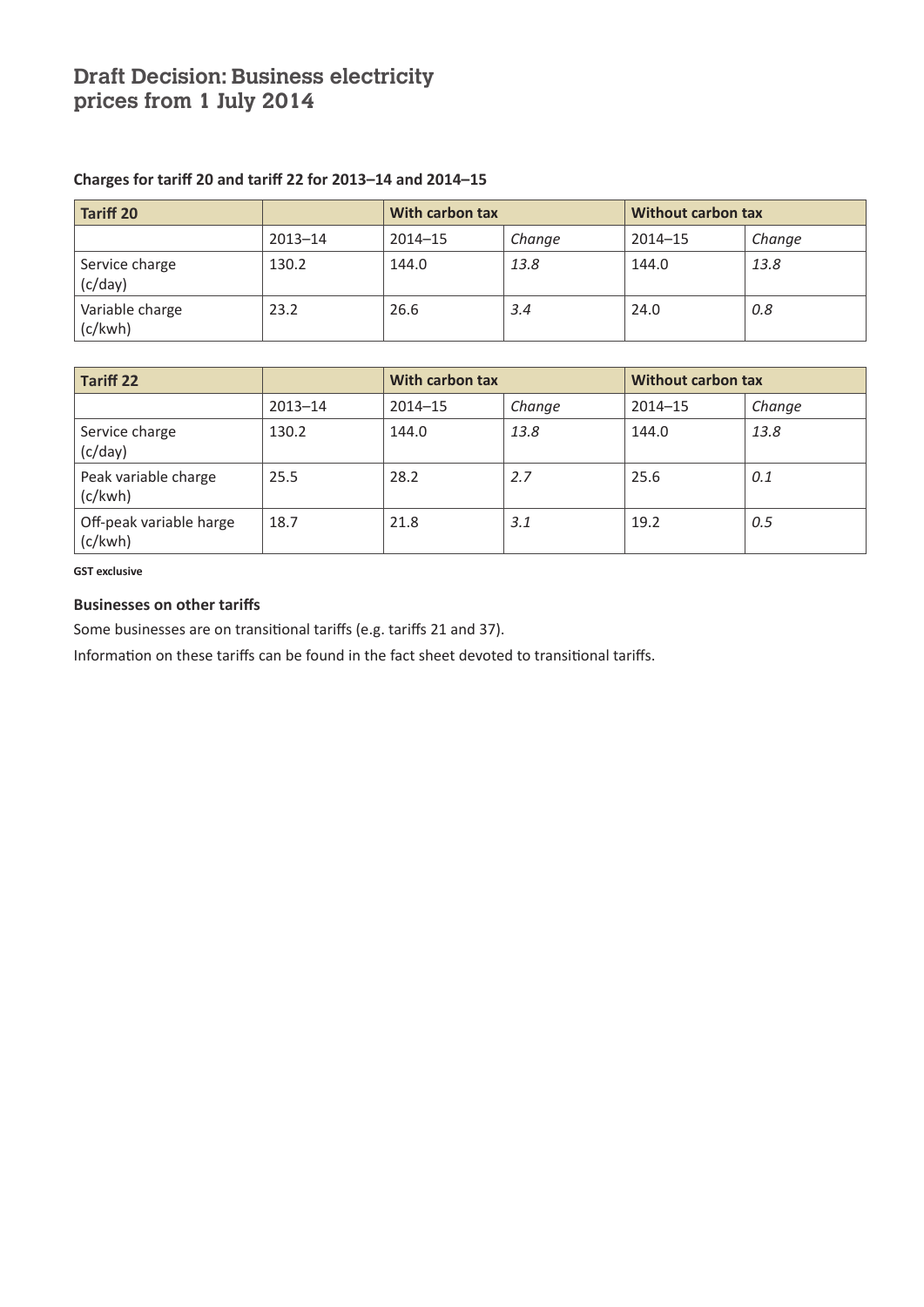# Draft Decision: Business electricity prices from 1 July 2014

**Charges for tariff 20 and tariff 22 for 2013–14 and 2014–15**

| Tariff 20 | | With carbon tax | | Without carbon tax | |
|---|---|---|---|---|---|
| | 2013–14 | 2014–15 | *Change* | 2014–15 | *Change* |
| Service charge (c/day) | 130.2 | 144.0 | *13.8* | 144.0 | *13.8* |
| Variable charge (c/kwh) | 23.2 | 26.6 | *3.4* | 24.0 | *0.8* |

| Tariff 22 | | With carbon tax | | Without carbon tax | |
|---|---|---|---|---|---|
| | 2013–14 | 2014–15 | *Change* | 2014–15 | *Change* |
| Service charge (c/day) | 130.2 | 144.0 | *13.8* | 144.0 | *13.8* |
| Peak variable charge (c/kwh) | 25.5 | 28.2 | *2.7* | 25.6 | *0.1* |
| Off-peak variable harge (c/kwh) | 18.7 | 21.8 | *3.1* | 19.2 | *0.5* |

**GST exclusive**

**Businesses on other tariffs**

Some businesses are on transitional tariffs (e.g. tariffs 21 and 37).

Information on these tariffs can be found in the fact sheet devoted to transitional tariffs.